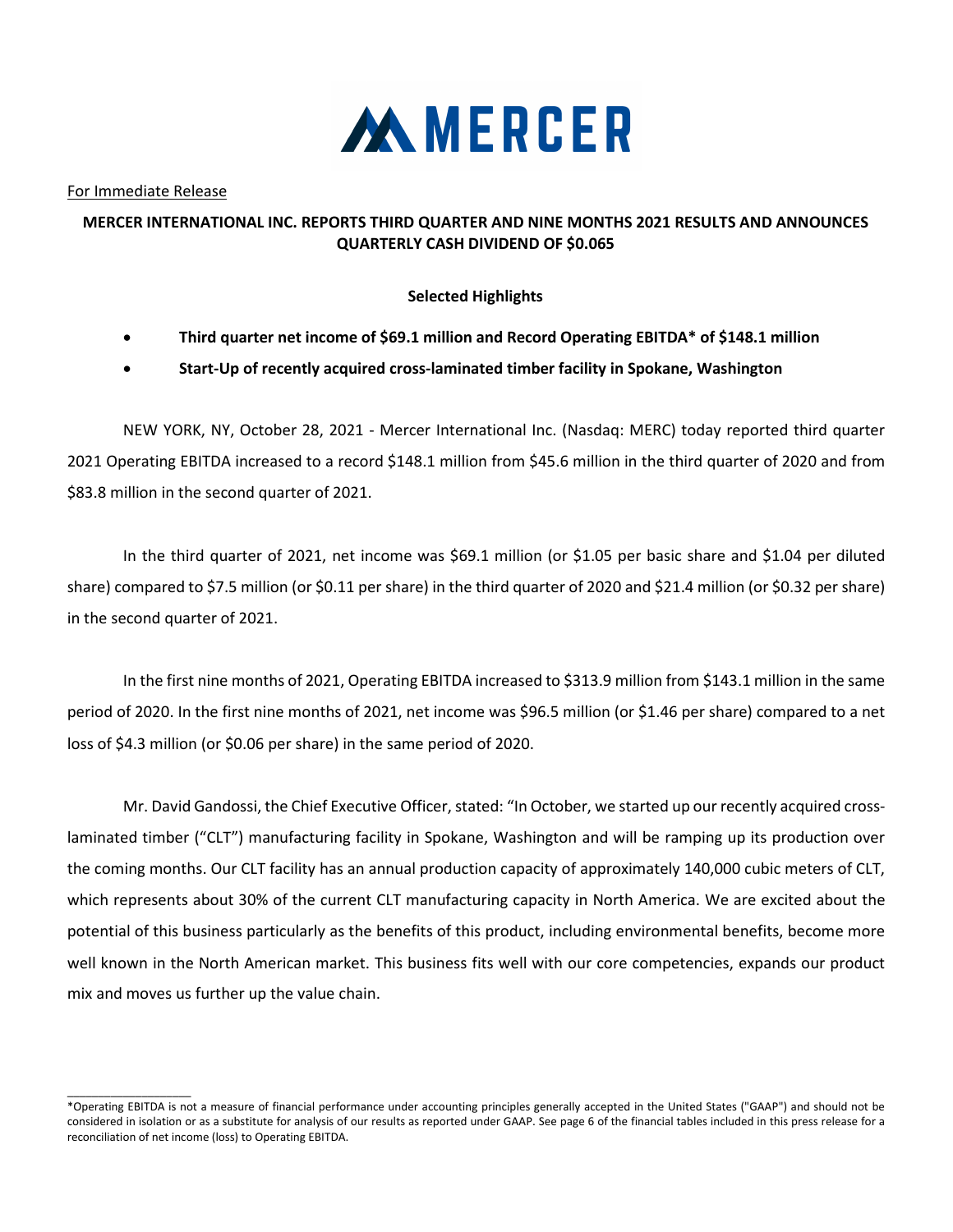MERCER

For Immediate Release

**MERCER INTERNATIONAL INC. REPORTS THIRD QUARTER AND NINE MONTHS 2021 RESULTS AND ANNOUNCES QUARTERLY CASH DIVIDEND OF $0.065**

**Selected Highlights**

- **Third quarter net income of $69.1 million and Record Operating EBITDA* of $148.1 million**
- **Start-Up of recently acquired cross-laminated timber facility in Spokane, Washington**

NEW YORK, NY, October 28, 2021 - Mercer International Inc. (Nasdaq: MERC) today reported third quarter 2021 Operating EBITDA increased to a record $148.1 million from $45.6 million in the third quarter of 2020 and from $83.8 million in the second quarter of 2021.

In the third quarter of 2021, net income was $69.1 million (or $1.05 per basic share and $1.04 per diluted share) compared to $7.5 million (or $0.11 per share) in the third quarter of 2020 and $21.4 million (or $0.32 per share) in the second quarter of 2021.

In the first nine months of 2021, Operating EBITDA increased to $313.9 million from $143.1 million in the same period of 2020. In the first nine months of 2021, net income was $96.5 million (or $1.46 per share) compared to a net loss of $4.3 million (or $0.06 per share) in the same period of 2020.

Mr. David Gandossi, the Chief Executive Officer, stated: "In October, we started up our recently acquired cross-laminated timber ("CLT") manufacturing facility in Spokane, Washington and will be ramping up its production over the coming months. Our CLT facility has an annual production capacity of approximately 140,000 cubic meters of CLT, which represents about 30% of the current CLT manufacturing capacity in North America. We are excited about the potential of this business particularly as the benefits of this product, including environmental benefits, become more well known in the North American market. This business fits well with our core competencies, expands our product mix and moves us further up the value chain.

---

*Operating EBITDA is not a measure of financial performance under accounting principles generally accepted in the United States ("GAAP") and should not be considered in isolation or as a substitute for analysis of our results as reported under GAAP. See page 6 of the financial tables included in this press release for a reconciliation of net income (loss) to Operating EBITDA.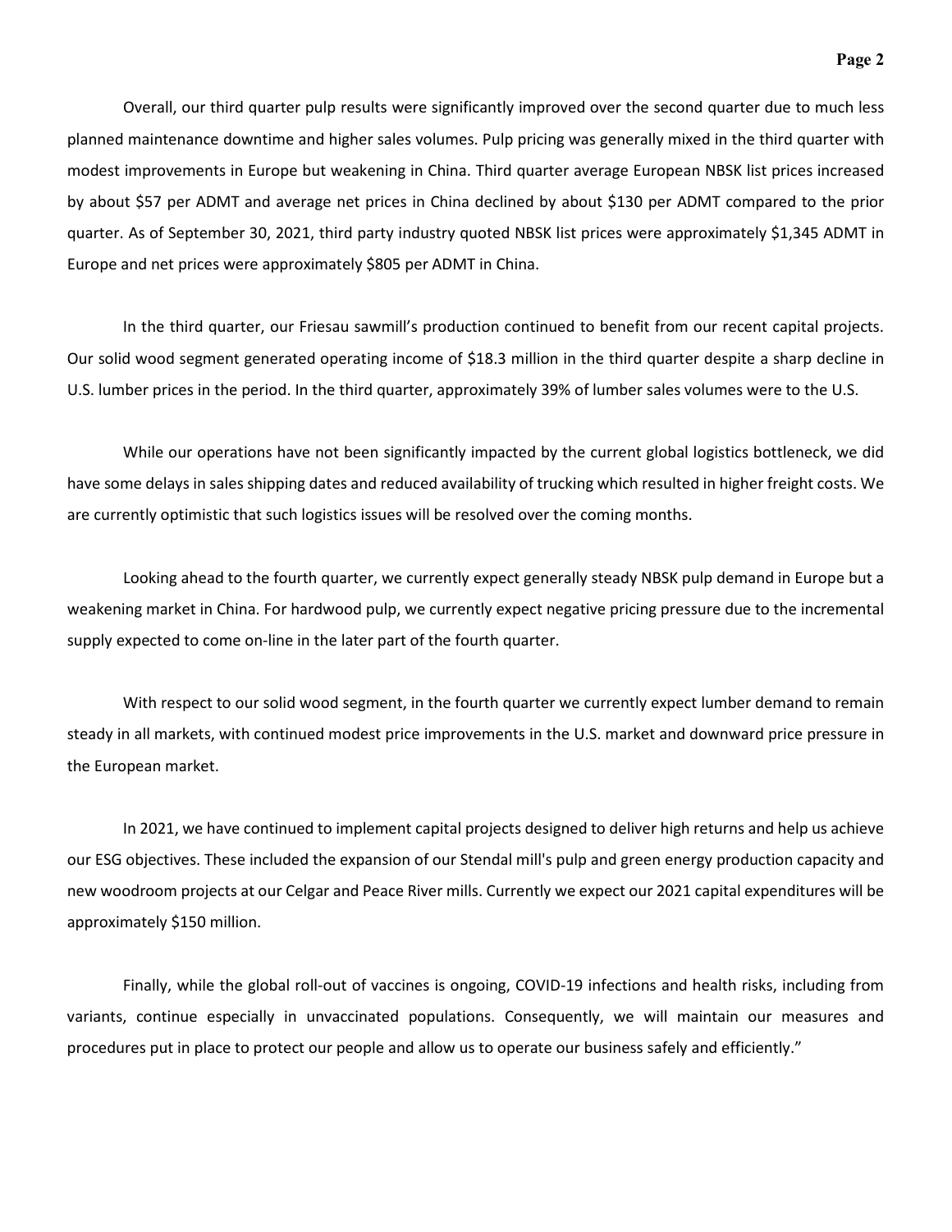Overall, our third quarter pulp results were significantly improved over the second quarter due to much less planned maintenance downtime and higher sales volumes. Pulp pricing was generally mixed in the third quarter with modest improvements in Europe but weakening in China. Third quarter average European NBSK list prices increased by about $57 per ADMT and average net prices in China declined by about $130 per ADMT compared to the prior quarter. As of September 30, 2021, third party industry quoted NBSK list prices were approximately $1,345 ADMT in Europe and net prices were approximately $805 per ADMT in China.

In the third quarter, our Friesau sawmill's production continued to benefit from our recent capital projects. Our solid wood segment generated operating income of $18.3 million in the third quarter despite a sharp decline in U.S. lumber prices in the period. In the third quarter, approximately 39% of lumber sales volumes were to the U.S.

While our operations have not been significantly impacted by the current global logistics bottleneck, we did have some delays in sales shipping dates and reduced availability of trucking which resulted in higher freight costs. We are currently optimistic that such logistics issues will be resolved over the coming months.

Looking ahead to the fourth quarter, we currently expect generally steady NBSK pulp demand in Europe but a weakening market in China. For hardwood pulp, we currently expect negative pricing pressure due to the incremental supply expected to come on-line in the later part of the fourth quarter.

With respect to our solid wood segment, in the fourth quarter we currently expect lumber demand to remain steady in all markets, with continued modest price improvements in the U.S. market and downward price pressure in the European market.

In 2021, we have continued to implement capital projects designed to deliver high returns and help us achieve our ESG objectives. These included the expansion of our Stendal mill's pulp and green energy production capacity and new woodroom projects at our Celgar and Peace River mills. Currently we expect our 2021 capital expenditures will be approximately $150 million.

Finally, while the global roll-out of vaccines is ongoing, COVID-19 infections and health risks, including from variants, continue especially in unvaccinated populations. Consequently, we will maintain our measures and procedures put in place to protect our people and allow us to operate our business safely and efficiently."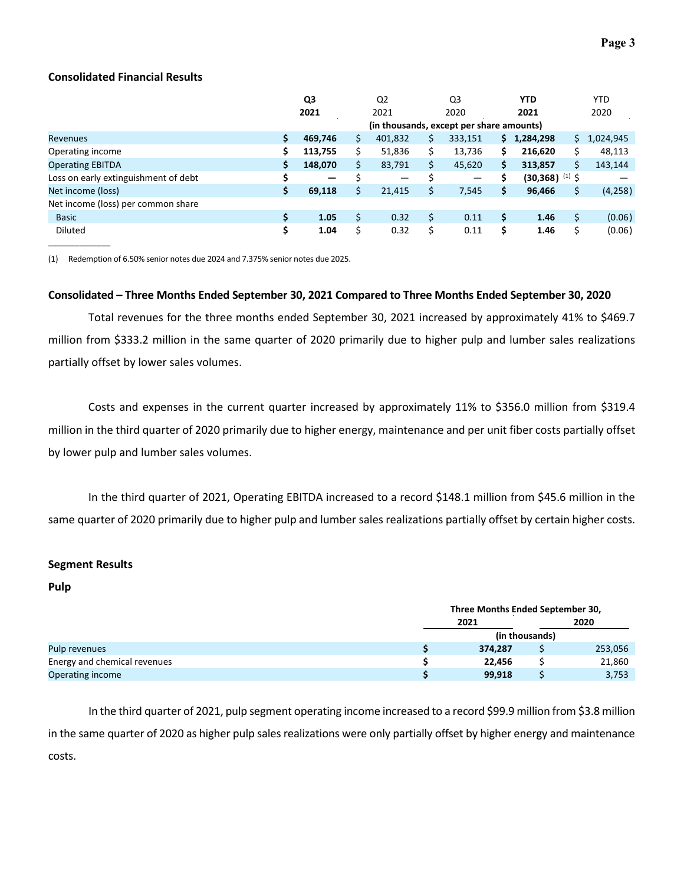**Consolidated Financial Results**

| | Q3 2021 | Q2 2021 | Q3 2020 | YTD 2021 | YTD 2020 |
|---|---|---|---|---|---|
| | (in thousands, except per share amounts) | | | | |
| Revenues | $ 469,746 | $ 401,832 | $ 333,151 | $ 1,284,298 | $ 1,024,945 |
| Operating income | $ 113,755 | $ 51,836 | $ 13,736 | $ 216,620 | $ 48,113 |
| Operating EBITDA | $ 148,070 | $ 83,791 | $ 45,620 | $ 313,857 | $ 143,144 |
| Loss on early extinguishment of debt | $ — | $ — | $ — | $ (30,368) [(1)] | $ — |
| Net income (loss) | $ 69,118 | $ 21,415 | $ 7,545 | $ 96,466 | $ (4,258) |
| Net income (loss) per common share | | | | | |
| Basic | $ 1.05 | $ 0.32 | $ 0.11 | $ 1.46 | $ (0.06) |
| Diluted | $ 1.04 | $ 0.32 | $ 0.11 | $ 1.46 | $ (0.06) |

(1) Redemption of 6.50% senior notes due 2024 and 7.375% senior notes due 2025.

**Consolidated – Three Months Ended September 30, 2021 Compared to Three Months Ended September 30, 2020**

Total revenues for the three months ended September 30, 2021 increased by approximately 41% to $469.7 million from $333.2 million in the same quarter of 2020 primarily due to higher pulp and lumber sales realizations partially offset by lower sales volumes.

Costs and expenses in the current quarter increased by approximately 11% to $356.0 million from $319.4 million in the third quarter of 2020 primarily due to higher energy, maintenance and per unit fiber costs partially offset by lower pulp and lumber sales volumes.

In the third quarter of 2021, Operating EBITDA increased to a record $148.1 million from $45.6 million in the same quarter of 2020 primarily due to higher pulp and lumber sales realizations partially offset by certain higher costs.

**Segment Results**

**Pulp**

| | Three Months Ended September 30, 2021 | Three Months Ended September 30, 2020 |
|---|---|---|
| | (in thousands) | |
| Pulp revenues | $ 374,287 | $ 253,056 |
| Energy and chemical revenues | $ 22,456 | $ 21,860 |
| Operating income | $ 99,918 | $ 3,753 |

In the third quarter of 2021, pulp segment operating income increased to a record $99.9 million from $3.8 million in the same quarter of 2020 as higher pulp sales realizations were only partially offset by higher energy and maintenance costs.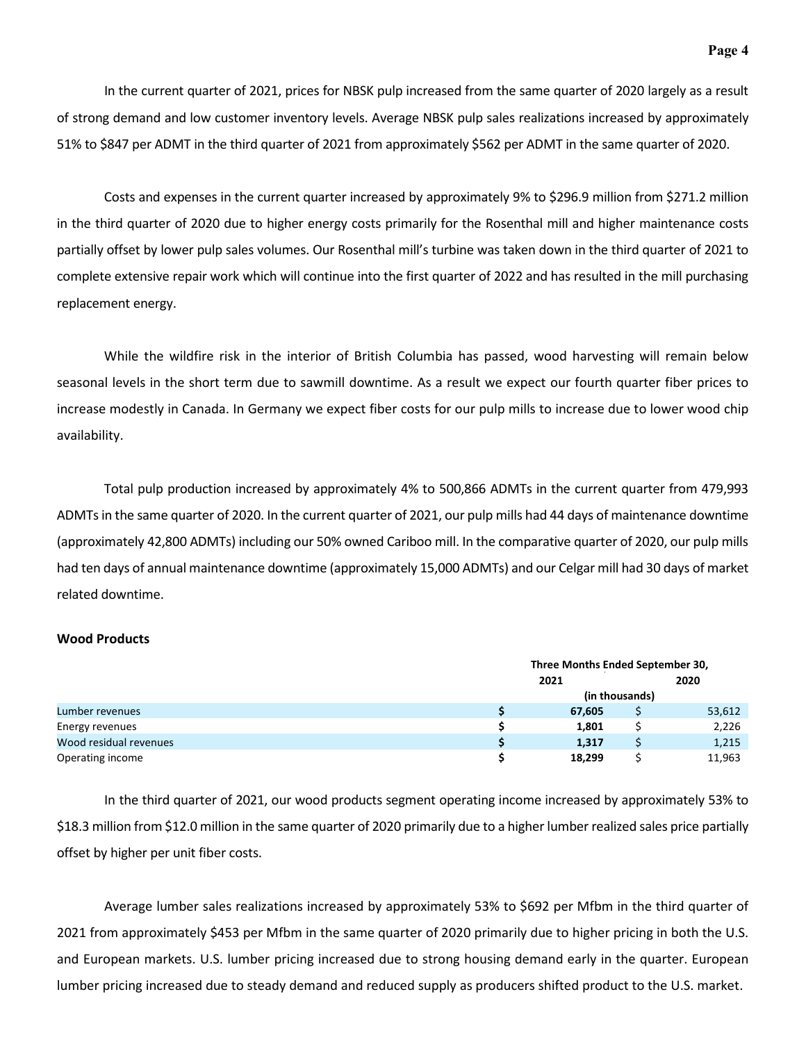In the current quarter of 2021, prices for NBSK pulp increased from the same quarter of 2020 largely as a result of strong demand and low customer inventory levels. Average NBSK pulp sales realizations increased by approximately 51% to $847 per ADMT in the third quarter of 2021 from approximately $562 per ADMT in the same quarter of 2020.

Costs and expenses in the current quarter increased by approximately 9% to $296.9 million from $271.2 million in the third quarter of 2020 due to higher energy costs primarily for the Rosenthal mill and higher maintenance costs partially offset by lower pulp sales volumes. Our Rosenthal mill's turbine was taken down in the third quarter of 2021 to complete extensive repair work which will continue into the first quarter of 2022 and has resulted in the mill purchasing replacement energy.

While the wildfire risk in the interior of British Columbia has passed, wood harvesting will remain below seasonal levels in the short term due to sawmill downtime. As a result we expect our fourth quarter fiber prices to increase modestly in Canada. In Germany we expect fiber costs for our pulp mills to increase due to lower wood chip availability.

Total pulp production increased by approximately 4% to 500,866 ADMTs in the current quarter from 479,993 ADMTs in the same quarter of 2020. In the current quarter of 2021, our pulp mills had 44 days of maintenance downtime (approximately 42,800 ADMTs) including our 50% owned Cariboo mill. In the comparative quarter of 2020, our pulp mills had ten days of annual maintenance downtime (approximately 15,000 ADMTs) and our Celgar mill had 30 days of market related downtime.

**Wood Products**

| | Three Months Ended September 30, | |
|---|---|---|
| | 2021 | 2020 |
| | (in thousands) | |
| Lumber revenues | **$ 67,605** | $ 53,612 |
| Energy revenues | **$ 1,801** | $ 2,226 |
| Wood residual revenues | **$ 1,317** | $ 1,215 |
| Operating income | **$ 18,299** | $ 11,963 |

In the third quarter of 2021, our wood products segment operating income increased by approximately 53% to $18.3 million from $12.0 million in the same quarter of 2020 primarily due to a higher lumber realized sales price partially offset by higher per unit fiber costs.

Average lumber sales realizations increased by approximately 53% to $692 per Mfbm in the third quarter of 2021 from approximately $453 per Mfbm in the same quarter of 2020 primarily due to higher pricing in both the U.S. and European markets. U.S. lumber pricing increased due to strong housing demand early in the quarter. European lumber pricing increased due to steady demand and reduced supply as producers shifted product to the U.S. market.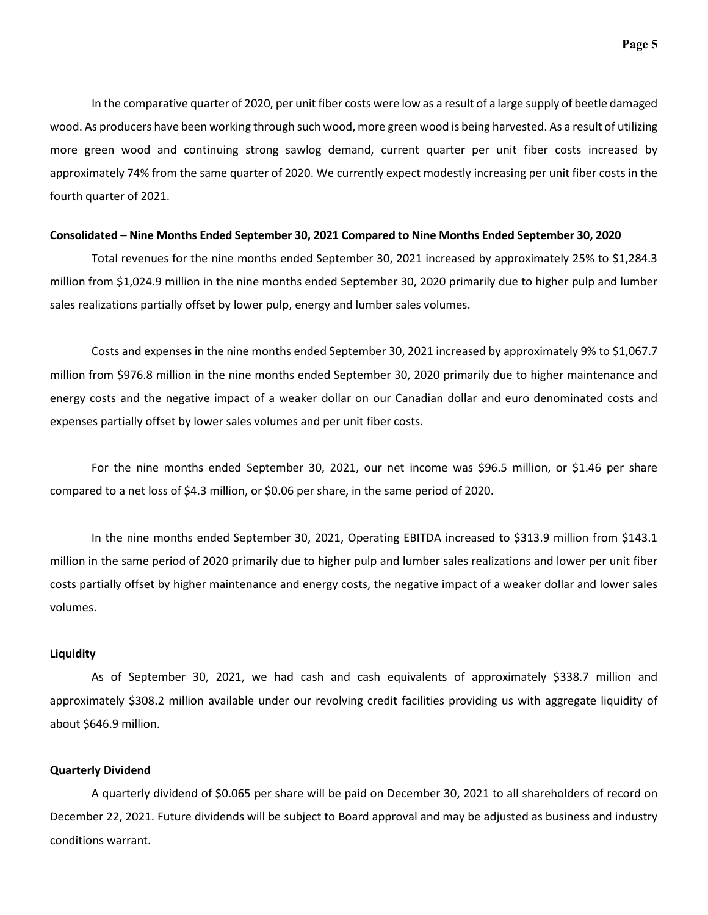In the comparative quarter of 2020, per unit fiber costs were low as a result of a large supply of beetle damaged wood. As producers have been working through such wood, more green wood is being harvested. As a result of utilizing more green wood and continuing strong sawlog demand, current quarter per unit fiber costs increased by approximately 74% from the same quarter of 2020. We currently expect modestly increasing per unit fiber costs in the fourth quarter of 2021.

**Consolidated – Nine Months Ended September 30, 2021 Compared to Nine Months Ended September 30, 2020**

Total revenues for the nine months ended September 30, 2021 increased by approximately 25% to $1,284.3 million from $1,024.9 million in the nine months ended September 30, 2020 primarily due to higher pulp and lumber sales realizations partially offset by lower pulp, energy and lumber sales volumes.

Costs and expenses in the nine months ended September 30, 2021 increased by approximately 9% to $1,067.7 million from $976.8 million in the nine months ended September 30, 2020 primarily due to higher maintenance and energy costs and the negative impact of a weaker dollar on our Canadian dollar and euro denominated costs and expenses partially offset by lower sales volumes and per unit fiber costs.

For the nine months ended September 30, 2021, our net income was $96.5 million, or $1.46 per share compared to a net loss of $4.3 million, or $0.06 per share, in the same period of 2020.

In the nine months ended September 30, 2021, Operating EBITDA increased to $313.9 million from $143.1 million in the same period of 2020 primarily due to higher pulp and lumber sales realizations and lower per unit fiber costs partially offset by higher maintenance and energy costs, the negative impact of a weaker dollar and lower sales volumes.

**Liquidity**

As of September 30, 2021, we had cash and cash equivalents of approximately $338.7 million and approximately $308.2 million available under our revolving credit facilities providing us with aggregate liquidity of about $646.9 million.

**Quarterly Dividend**

A quarterly dividend of $0.065 per share will be paid on December 30, 2021 to all shareholders of record on December 22, 2021. Future dividends will be subject to Board approval and may be adjusted as business and industry conditions warrant.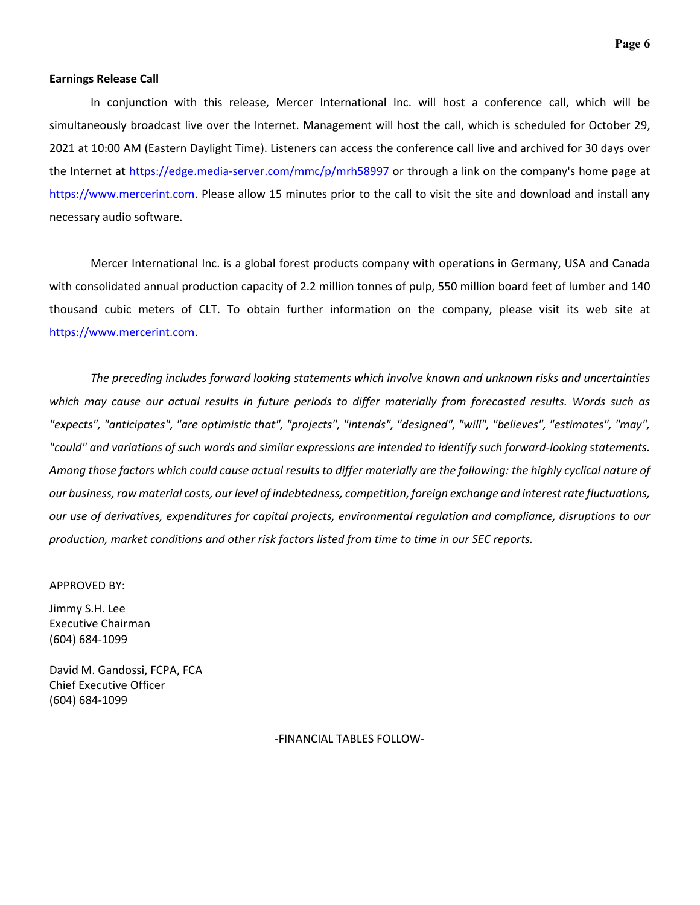**Earnings Release Call**

In conjunction with this release, Mercer International Inc. will host a conference call, which will be simultaneously broadcast live over the Internet. Management will host the call, which is scheduled for October 29, 2021 at 10:00 AM (Eastern Daylight Time). Listeners can access the conference call live and archived for 30 days over the Internet at https://edge.media-server.com/mmc/p/mrh58997 or through a link on the company's home page at https://www.mercerint.com. Please allow 15 minutes prior to the call to visit the site and download and install any necessary audio software.

Mercer International Inc. is a global forest products company with operations in Germany, USA and Canada with consolidated annual production capacity of 2.2 million tonnes of pulp, 550 million board feet of lumber and 140 thousand cubic meters of CLT. To obtain further information on the company, please visit its web site at https://www.mercerint.com.

*The preceding includes forward looking statements which involve known and unknown risks and uncertainties which may cause our actual results in future periods to differ materially from forecasted results. Words such as "expects", "anticipates", "are optimistic that", "projects", "intends", "designed", "will", "believes", "estimates", "may", "could" and variations of such words and similar expressions are intended to identify such forward-looking statements. Among those factors which could cause actual results to differ materially are the following: the highly cyclical nature of our business, raw material costs, our level of indebtedness, competition, foreign exchange and interest rate fluctuations, our use of derivatives, expenditures for capital projects, environmental regulation and compliance, disruptions to our production, market conditions and other risk factors listed from time to time in our SEC reports.*

APPROVED BY:

Jimmy S.H. Lee
Executive Chairman
(604) 684-1099

David M. Gandossi, FCPA, FCA
Chief Executive Officer
(604) 684-1099

-FINANCIAL TABLES FOLLOW-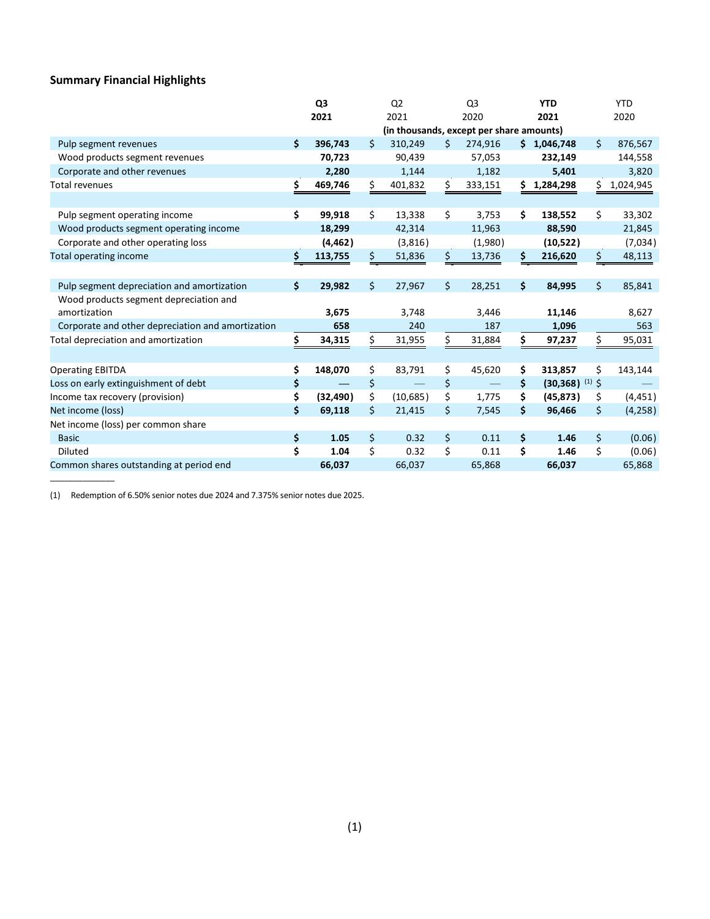## Summary Financial Highlights

| | Q3 2021 | Q2 2021 | Q3 2020 | YTD 2021 | YTD 2020 |
|---|---|---|---|---|---|
| | (in thousands, except per share amounts) | | | | |
| Pulp segment revenues | $ 396,743 | $ 310,249 | $ 274,916 | $ 1,046,748 | $ 876,567 |
| Wood products segment revenues | 70,723 | 90,439 | 57,053 | 232,149 | 144,558 |
| Corporate and other revenues | 2,280 | 1,144 | 1,182 | 5,401 | 3,820 |
| Total revenues | $ 469,746 | $ 401,832 | $ 333,151 | $ 1,284,298 | $ 1,024,945 |
| | | | | | |
| Pulp segment operating income | $ 99,918 | $ 13,338 | $ 3,753 | $ 138,552 | $ 33,302 |
| Wood products segment operating income | 18,299 | 42,314 | 11,963 | 88,590 | 21,845 |
| Corporate and other operating loss | (4,462) | (3,816) | (1,980) | (10,522) | (7,034) |
| Total operating income | $ 113,755 | $ 51,836 | $ 13,736 | $ 216,620 | $ 48,113 |
| | | | | | |
| Pulp segment depreciation and amortization | $ 29,982 | $ 27,967 | $ 28,251 | $ 84,995 | $ 85,841 |
| Wood products segment depreciation and amortization | 3,675 | 3,748 | 3,446 | 11,146 | 8,627 |
| Corporate and other depreciation and amortization | 658 | 240 | 187 | 1,096 | 563 |
| Total depreciation and amortization | $ 34,315 | $ 31,955 | $ 31,884 | $ 97,237 | $ 95,031 |
| | | | | | |
| Operating EBITDA | $ 148,070 | $ 83,791 | $ 45,620 | $ 313,857 | $ 143,144 |
| Loss on early extinguishment of debt | $ — | $ — | $ — | $ (30,368) [(1)] | $ — |
| Income tax recovery (provision) | $ (32,490) | $ (10,685) | $ 1,775 | $ (45,873) | $ (4,451) |
| Net income (loss) | $ 69,118 | $ 21,415 | $ 7,545 | $ 96,466 | $ (4,258) |
| Net income (loss) per common share | | | | | |
| Basic | $ 1.05 | $ 0.32 | $ 0.11 | $ 1.46 | $ (0.06) |
| Diluted | $ 1.04 | $ 0.32 | $ 0.11 | $ 1.46 | $ (0.06) |
| Common shares outstanding at period end | 66,037 | 66,037 | 65,868 | 66,037 | 65,868 |

(1) Redemption of 6.50% senior notes due 2024 and 7.375% senior notes due 2025.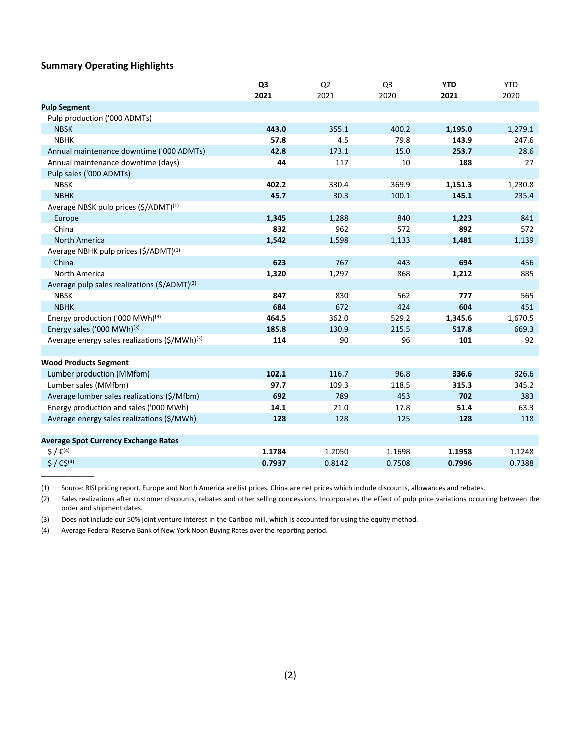## Summary Operating Highlights

| | Q3 2021 | Q2 2021 | Q3 2020 | YTD 2021 | YTD 2020 |
|---|---|---|---|---|---|
| **Pulp Segment** | | | | | |
| Pulp production ('000 ADMTs) | | | | | |
| NBSK | **443.0** | 355.1 | 400.2 | **1,195.0** | 1,279.1 |
| NBHK | **57.8** | 4.5 | 79.8 | **143.9** | 247.6 |
| Annual maintenance downtime ('000 ADMTs) | **42.8** | 173.1 | 15.0 | **253.7** | 28.6 |
| Annual maintenance downtime (days) | **44** | 117 | 10 | **188** | 27 |
| Pulp sales ('000 ADMTs) | | | | | |
| NBSK | **402.2** | 330.4 | 369.9 | **1,151.3** | 1,230.8 |
| NBHK | **45.7** | 30.3 | 100.1 | **145.1** | 235.4 |
| Average NBSK pulp prices ($/ADMT)[(1)] | | | | | |
| Europe | **1,345** | 1,288 | 840 | **1,223** | 841 |
| China | **832** | 962 | 572 | **892** | 572 |
| North America | **1,542** | 1,598 | 1,133 | **1,481** | 1,139 |
| Average NBHK pulp prices ($/ADMT)[(1)] | | | | | |
| China | **623** | 767 | 443 | **694** | 456 |
| North America | **1,320** | 1,297 | 868 | **1,212** | 885 |
| Average pulp sales realizations ($/ADMT)[(2)] | | | | | |
| NBSK | **847** | 830 | 562 | **777** | 565 |
| NBHK | **684** | 672 | 424 | **604** | 451 |
| Energy production ('000 MWh)[(3)] | **464.5** | 362.0 | 529.2 | **1,345.6** | 1,670.5 |
| Energy sales ('000 MWh)[(3)] | **185.8** | 130.9 | 215.5 | **517.8** | 669.3 |
| Average energy sales realizations ($/MWh)[(3)] | **114** | 90 | 96 | **101** | 92 |
| | | | | | |
| **Wood Products Segment** | | | | | |
| Lumber production (MMfbm) | **102.1** | 116.7 | 96.8 | **336.6** | 326.6 |
| Lumber sales (MMfbm) | **97.7** | 109.3 | 118.5 | **315.3** | 345.2 |
| Average lumber sales realizations ($/Mfbm) | **692** | 789 | 453 | **702** | 383 |
| Energy production and sales ('000 MWh) | **14.1** | 21.0 | 17.8 | **51.4** | 63.3 |
| Average energy sales realizations ($/MWh) | **128** | 128 | 125 | **128** | 118 |
| | | | | | |
| **Average Spot Currency Exchange Rates** | | | | | |
| $ / €[(4)] | **1.1784** | 1.2050 | 1.1698 | **1.1958** | 1.1248 |
| $ / C$[(4)] | **0.7937** | 0.8142 | 0.7508 | **0.7996** | 0.7388 |

(1) Source: RISI pricing report. Europe and North America are list prices. China are net prices which include discounts, allowances and rebates.

(2) Sales realizations after customer discounts, rebates and other selling concessions. Incorporates the effect of pulp price variations occurring between the order and shipment dates.

(3) Does not include our 50% joint venture interest in the Cariboo mill, which is accounted for using the equity method.

(4) Average Federal Reserve Bank of New York Noon Buying Rates over the reporting period.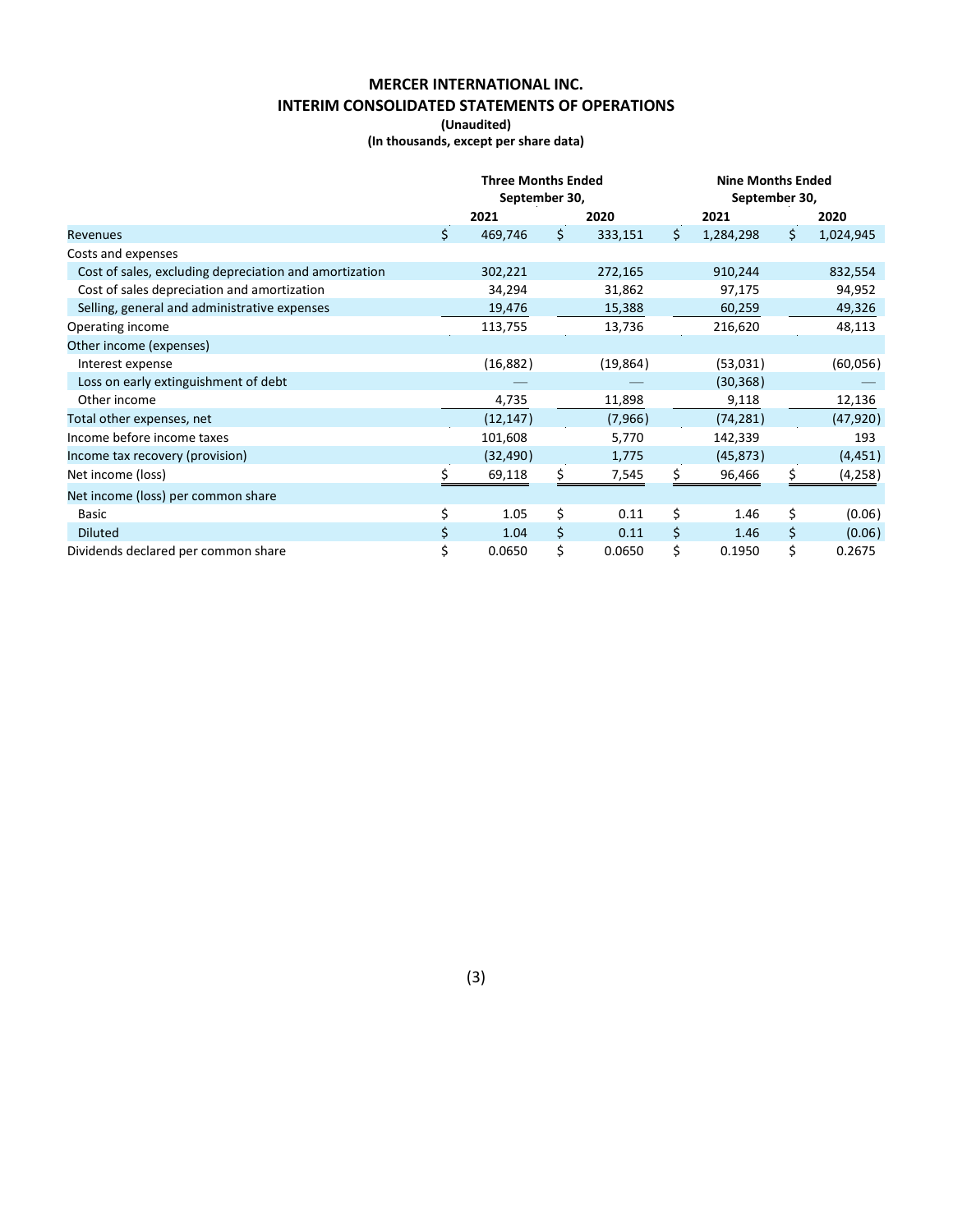# MERCER INTERNATIONAL INC.
## INTERIM CONSOLIDATED STATEMENTS OF OPERATIONS
**(Unaudited)**
**(In thousands, except per share data)**

| | Three Months Ended September 30, | | Nine Months Ended September 30, | |
|---|---|---|---|---|
| | 2021 | 2020 | 2021 | 2020 |
| Revenues | $ 469,746 | $ 333,151 | $ 1,284,298 | $ 1,024,945 |
| Costs and expenses | | | | |
| Cost of sales, excluding depreciation and amortization | 302,221 | 272,165 | 910,244 | 832,554 |
| Cost of sales depreciation and amortization | 34,294 | 31,862 | 97,175 | 94,952 |
| Selling, general and administrative expenses | 19,476 | 15,388 | 60,259 | 49,326 |
| Operating income | 113,755 | 13,736 | 216,620 | 48,113 |
| Other income (expenses) | | | | |
| Interest expense | (16,882) | (19,864) | (53,031) | (60,056) |
| Loss on early extinguishment of debt | — | — | (30,368) | — |
| Other income | 4,735 | 11,898 | 9,118 | 12,136 |
| Total other expenses, net | (12,147) | (7,966) | (74,281) | (47,920) |
| Income before income taxes | 101,608 | 5,770 | 142,339 | 193 |
| Income tax recovery (provision) | (32,490) | 1,775 | (45,873) | (4,451) |
| Net income (loss) | $ 69,118 | $ 7,545 | $ 96,466 | $ (4,258) |
| Net income (loss) per common share | | | | |
| Basic | $ 1.05 | $ 0.11 | $ 1.46 | $ (0.06) |
| Diluted | $ 1.04 | $ 0.11 | $ 1.46 | $ (0.06) |
| Dividends declared per common share | $ 0.0650 | $ 0.0650 | $ 0.1950 | $ 0.2675 |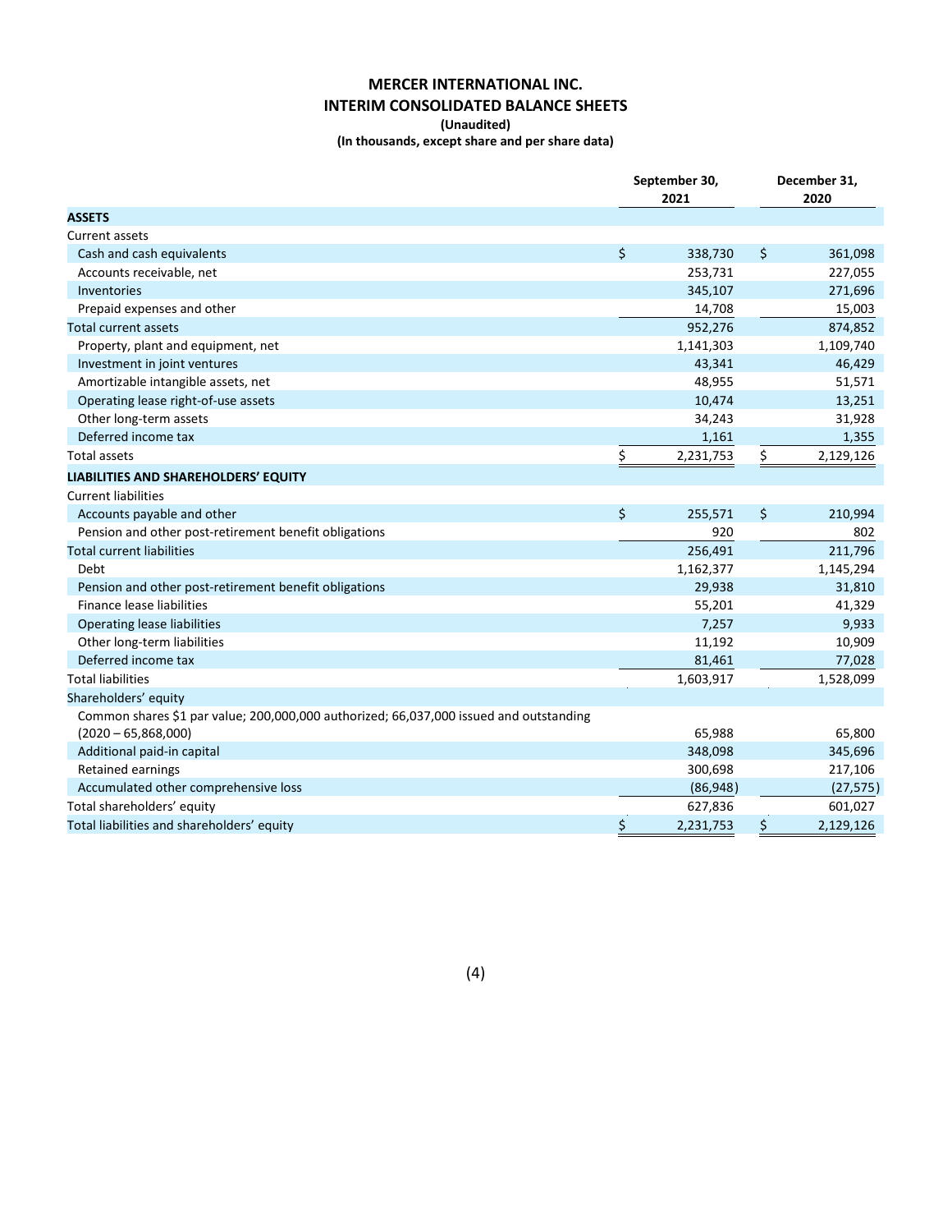# MERCER INTERNATIONAL INC.
## INTERIM CONSOLIDATED BALANCE SHEETS
**(Unaudited)**
**(In thousands, except share and per share data)**

| | September 30, 2021 | December 31, 2020 |
|---|---|---|
| **ASSETS** | | |
| Current assets | | |
| Cash and cash equivalents | $ 338,730 | $ 361,098 |
| Accounts receivable, net | 253,731 | 227,055 |
| Inventories | 345,107 | 271,696 |
| Prepaid expenses and other | 14,708 | 15,003 |
| Total current assets | 952,276 | 874,852 |
| Property, plant and equipment, net | 1,141,303 | 1,109,740 |
| Investment in joint ventures | 43,341 | 46,429 |
| Amortizable intangible assets, net | 48,955 | 51,571 |
| Operating lease right-of-use assets | 10,474 | 13,251 |
| Other long-term assets | 34,243 | 31,928 |
| Deferred income tax | 1,161 | 1,355 |
| Total assets | $ 2,231,753 | $ 2,129,126 |
| **LIABILITIES AND SHAREHOLDERS' EQUITY** | | |
| Current liabilities | | |
| Accounts payable and other | $ 255,571 | $ 210,994 |
| Pension and other post-retirement benefit obligations | 920 | 802 |
| Total current liabilities | 256,491 | 211,796 |
| Debt | 1,162,377 | 1,145,294 |
| Pension and other post-retirement benefit obligations | 29,938 | 31,810 |
| Finance lease liabilities | 55,201 | 41,329 |
| Operating lease liabilities | 7,257 | 9,933 |
| Other long-term liabilities | 11,192 | 10,909 |
| Deferred income tax | 81,461 | 77,028 |
| Total liabilities | 1,603,917 | 1,528,099 |
| Shareholders' equity | | |
| Common shares $1 par value; 200,000,000 authorized; 66,037,000 issued and outstanding (2020 – 65,868,000) | 65,988 | 65,800 |
| Additional paid-in capital | 348,098 | 345,696 |
| Retained earnings | 300,698 | 217,106 |
| Accumulated other comprehensive loss | (86,948) | (27,575) |
| Total shareholders' equity | 627,836 | 601,027 |
| Total liabilities and shareholders' equity | $ 2,231,753 | $ 2,129,126 |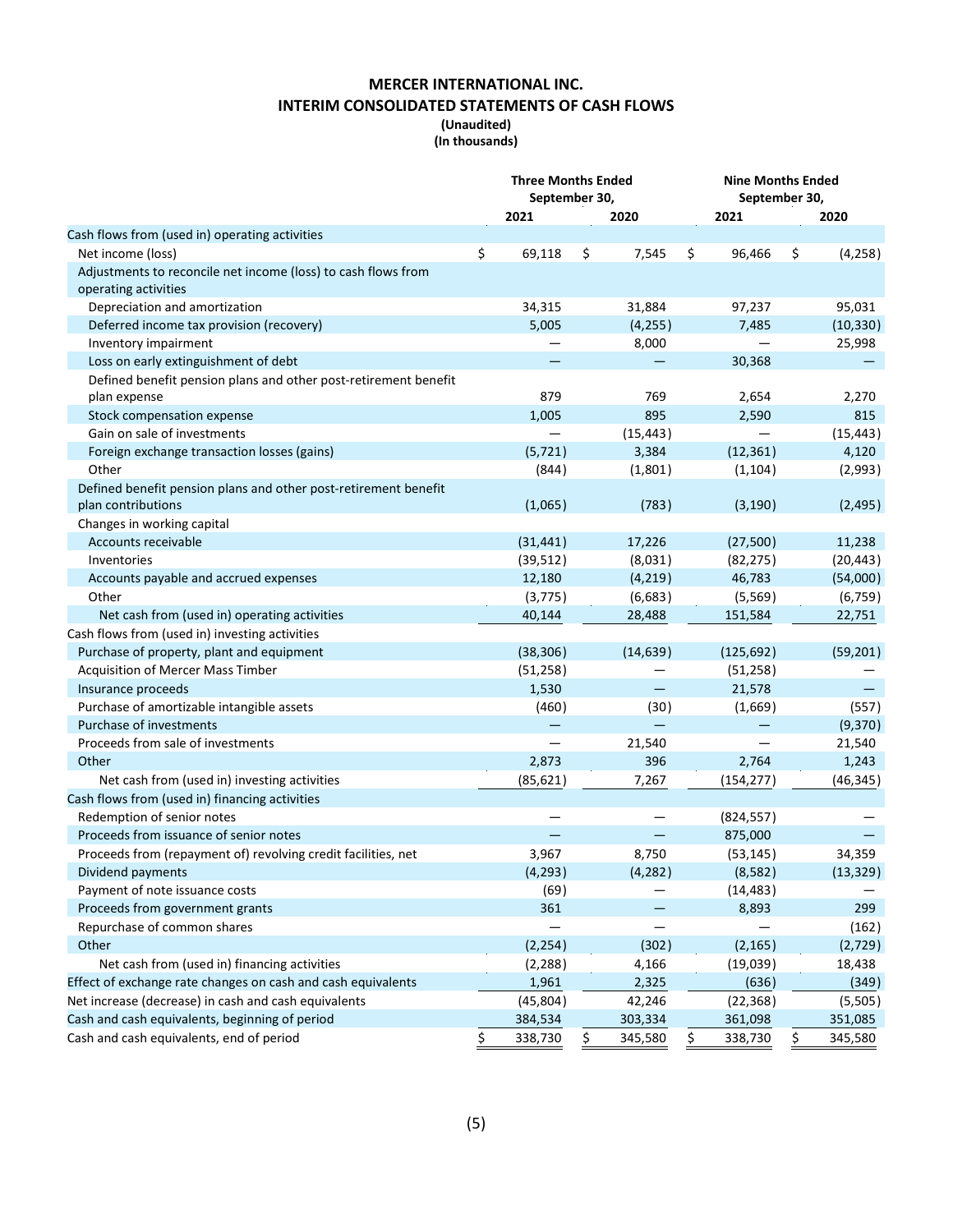# MERCER INTERNATIONAL INC.

## INTERIM CONSOLIDATED STATEMENTS OF CASH FLOWS

**(Unaudited)**

**(In thousands)**

| | Three Months Ended September 30, | | Nine Months Ended September 30, | |
|---|---|---|---|---|
| | 2021 | 2020 | 2021 | 2020 |
| Cash flows from (used in) operating activities | | | | |
| Net income (loss) | $ 69,118 | $ 7,545 | $ 96,466 | $ (4,258) |
| Adjustments to reconcile net income (loss) to cash flows from operating activities | | | | |
| Depreciation and amortization | 34,315 | 31,884 | 97,237 | 95,031 |
| Deferred income tax provision (recovery) | 5,005 | (4,255) | 7,485 | (10,330) |
| Inventory impairment | — | 8,000 | — | 25,998 |
| Loss on early extinguishment of debt | — | — | 30,368 | — |
| Defined benefit pension plans and other post-retirement benefit plan expense | 879 | 769 | 2,654 | 2,270 |
| Stock compensation expense | 1,005 | 895 | 2,590 | 815 |
| Gain on sale of investments | — | (15,443) | — | (15,443) |
| Foreign exchange transaction losses (gains) | (5,721) | 3,384 | (12,361) | 4,120 |
| Other | (844) | (1,801) | (1,104) | (2,993) |
| Defined benefit pension plans and other post-retirement benefit plan contributions | (1,065) | (783) | (3,190) | (2,495) |
| Changes in working capital | | | | |
| Accounts receivable | (31,441) | 17,226 | (27,500) | 11,238 |
| Inventories | (39,512) | (8,031) | (82,275) | (20,443) |
| Accounts payable and accrued expenses | 12,180 | (4,219) | 46,783 | (54,000) |
| Other | (3,775) | (6,683) | (5,569) | (6,759) |
| Net cash from (used in) operating activities | 40,144 | 28,488 | 151,584 | 22,751 |
| Cash flows from (used in) investing activities | | | | |
| Purchase of property, plant and equipment | (38,306) | (14,639) | (125,692) | (59,201) |
| Acquisition of Mercer Mass Timber | (51,258) | — | (51,258) | — |
| Insurance proceeds | 1,530 | — | 21,578 | — |
| Purchase of amortizable intangible assets | (460) | (30) | (1,669) | (557) |
| Purchase of investments | — | — | — | (9,370) |
| Proceeds from sale of investments | — | 21,540 | — | 21,540 |
| Other | 2,873 | 396 | 2,764 | 1,243 |
| Net cash from (used in) investing activities | (85,621) | 7,267 | (154,277) | (46,345) |
| Cash flows from (used in) financing activities | | | | |
| Redemption of senior notes | — | — | (824,557) | — |
| Proceeds from issuance of senior notes | — | — | 875,000 | — |
| Proceeds from (repayment of) revolving credit facilities, net | 3,967 | 8,750 | (53,145) | 34,359 |
| Dividend payments | (4,293) | (4,282) | (8,582) | (13,329) |
| Payment of note issuance costs | (69) | — | (14,483) | — |
| Proceeds from government grants | 361 | — | 8,893 | 299 |
| Repurchase of common shares | — | — | — | (162) |
| Other | (2,254) | (302) | (2,165) | (2,729) |
| Net cash from (used in) financing activities | (2,288) | 4,166 | (19,039) | 18,438 |
| Effect of exchange rate changes on cash and cash equivalents | 1,961 | 2,325 | (636) | (349) |
| Net increase (decrease) in cash and cash equivalents | (45,804) | 42,246 | (22,368) | (5,505) |
| Cash and cash equivalents, beginning of period | 384,534 | 303,334 | 361,098 | 351,085 |
| Cash and cash equivalents, end of period | $ 338,730 | $ 345,580 | $ 338,730 | $ 345,580 |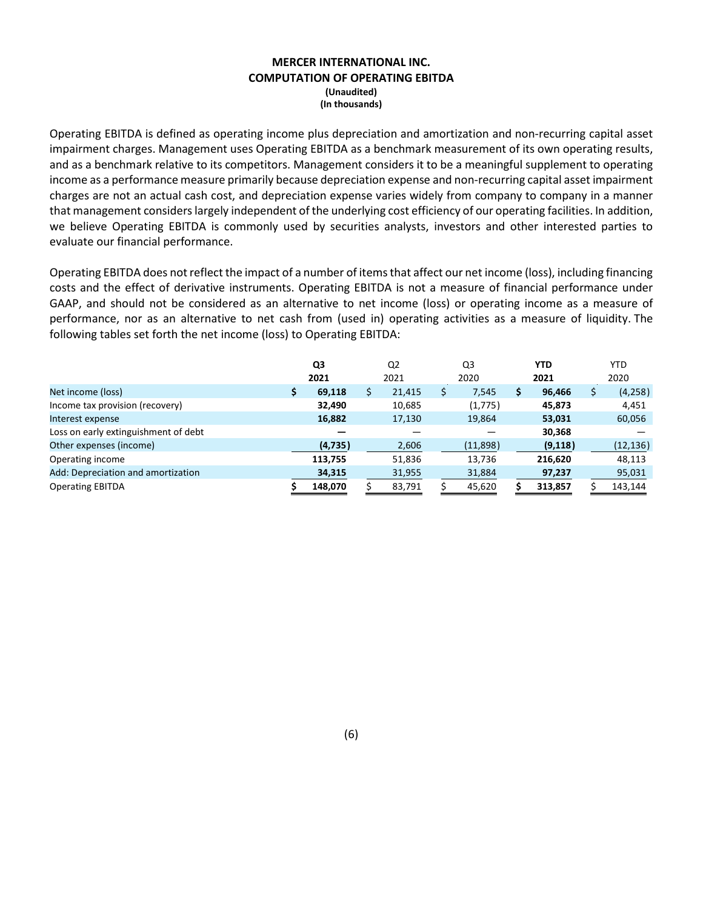# MERCER INTERNATIONAL INC.
## COMPUTATION OF OPERATING EBITDA
**(Unaudited)**
**(In thousands)**

Operating EBITDA is defined as operating income plus depreciation and amortization and non-recurring capital asset impairment charges. Management uses Operating EBITDA as a benchmark measurement of its own operating results, and as a benchmark relative to its competitors. Management considers it to be a meaningful supplement to operating income as a performance measure primarily because depreciation expense and non-recurring capital asset impairment charges are not an actual cash cost, and depreciation expense varies widely from company to company in a manner that management considers largely independent of the underlying cost efficiency of our operating facilities. In addition, we believe Operating EBITDA is commonly used by securities analysts, investors and other interested parties to evaluate our financial performance.

Operating EBITDA does not reflect the impact of a number of items that affect our net income (loss), including financing costs and the effect of derivative instruments. Operating EBITDA is not a measure of financial performance under GAAP, and should not be considered as an alternative to net income (loss) or operating income as a measure of performance, nor as an alternative to net cash from (used in) operating activities as a measure of liquidity. The following tables set forth the net income (loss) to Operating EBITDA:

| | **Q3 2021** | Q2 2021 | Q3 2020 | **YTD 2021** | YTD 2020 |
|---|---|---|---|---|---|
| Net income (loss) | **$ 69,118** | $ 21,415 | $ 7,545 | **$ 96,466** | $ (4,258) |
| Income tax provision (recovery) | **32,490** | 10,685 | (1,775) | **45,873** | 4,451 |
| Interest expense | **16,882** | 17,130 | 19,864 | **53,031** | 60,056 |
| Loss on early extinguishment of debt | **—** | — | — | **30,368** | — |
| Other expenses (income) | **(4,735)** | 2,606 | (11,898) | **(9,118)** | (12,136) |
| Operating income | **113,755** | 51,836 | 13,736 | **216,620** | 48,113 |
| Add: Depreciation and amortization | **34,315** | 31,955 | 31,884 | **97,237** | 95,031 |
| Operating EBITDA | **$ 148,070** | $ 83,791 | $ 45,620 | **$ 313,857** | $ 143,144 |